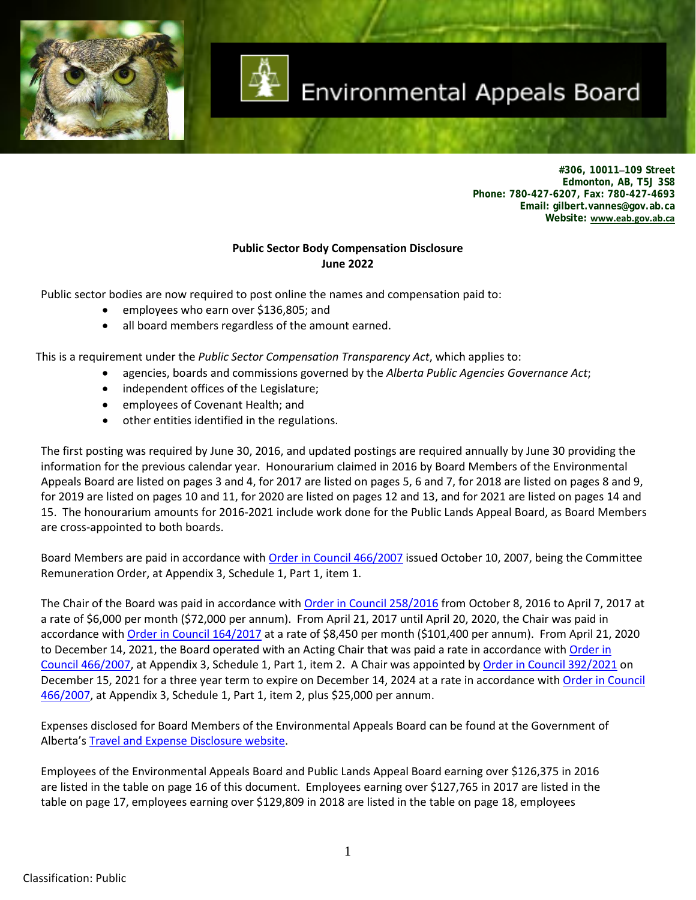# Environmental Appeals Board

**#306, 10011–109 Street**
**Edmonton, AB, T5J 3S8**
**Phone: 780-427-6207, Fax: 780-427-4693**
**Email: gilbert.vannes@gov.ab.ca**
**Website: www.eab.gov.ab.ca**

**Public Sector Body Compensation Disclosure**
**June 2022**

Public sector bodies are now required to post online the names and compensation paid to:

- employees who earn over $136,805; and
- all board members regardless of the amount earned.

This is a requirement under the *Public Sector Compensation Transparency Act*, which applies to:

- agencies, boards and commissions governed by the *Alberta Public Agencies Governance Act*;
- independent offices of the Legislature;
- employees of Covenant Health; and
- other entities identified in the regulations.

The first posting was required by June 30, 2016, and updated postings are required annually by June 30 providing the information for the previous calendar year. Honourarium claimed in 2016 by Board Members of the Environmental Appeals Board are listed on pages 3 and 4, for 2017 are listed on pages 5, 6 and 7, for 2018 are listed on pages 8 and 9, for 2019 are listed on pages 10 and 11, for 2020 are listed on pages 12 and 13, and for 2021 are listed on pages 14 and 15. The honourarium amounts for 2016-2021 include work done for the Public Lands Appeal Board, as Board Members are cross-appointed to both boards.

Board Members are paid in accordance with Order in Council 466/2007 issued October 10, 2007, being the Committee Remuneration Order, at Appendix 3, Schedule 1, Part 1, item 1.

The Chair of the Board was paid in accordance with Order in Council 258/2016 from October 8, 2016 to April 7, 2017 at a rate of $6,000 per month ($72,000 per annum). From April 21, 2017 until April 20, 2020, the Chair was paid in accordance with Order in Council 164/2017 at a rate of $8,450 per month ($101,400 per annum). From April 21, 2020 to December 14, 2021, the Board operated with an Acting Chair that was paid a rate in accordance with Order in Council 466/2007, at Appendix 3, Schedule 1, Part 1, item 2. A Chair was appointed by Order in Council 392/2021 on December 15, 2021 for a three year term to expire on December 14, 2024 at a rate in accordance with Order in Council 466/2007, at Appendix 3, Schedule 1, Part 1, item 2, plus $25,000 per annum.

Expenses disclosed for Board Members of the Environmental Appeals Board can be found at the Government of Alberta's Travel and Expense Disclosure website.

Employees of the Environmental Appeals Board and Public Lands Appeal Board earning over $126,375 in 2016 are listed in the table on page 16 of this document. Employees earning over $127,765 in 2017 are listed in the table on page 17, employees earning over $129,809 in 2018 are listed in the table on page 18, employees

Classification: Public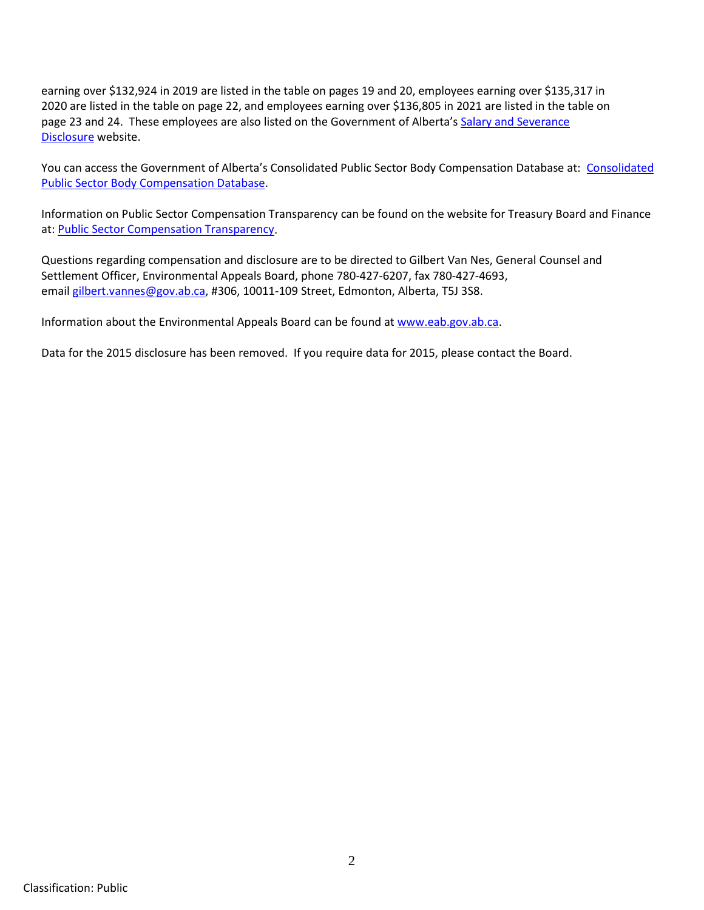earning over $132,924 in 2019 are listed in the table on pages 19 and 20, employees earning over $135,317 in 2020 are listed in the table on page 22, and employees earning over $136,805 in 2021 are listed in the table on page 23 and 24. These employees are also listed on the Government of Alberta's Salary and Severance Disclosure website.

You can access the Government of Alberta's Consolidated Public Sector Body Compensation Database at: Consolidated Public Sector Body Compensation Database.

Information on Public Sector Compensation Transparency can be found on the website for Treasury Board and Finance at: Public Sector Compensation Transparency.

Questions regarding compensation and disclosure are to be directed to Gilbert Van Nes, General Counsel and Settlement Officer, Environmental Appeals Board, phone 780-427-6207, fax 780-427-4693, email gilbert.vannes@gov.ab.ca, #306, 10011-109 Street, Edmonton, Alberta, T5J 3S8.

Information about the Environmental Appeals Board can be found at www.eab.gov.ab.ca.

Data for the 2015 disclosure has been removed. If you require data for 2015, please contact the Board.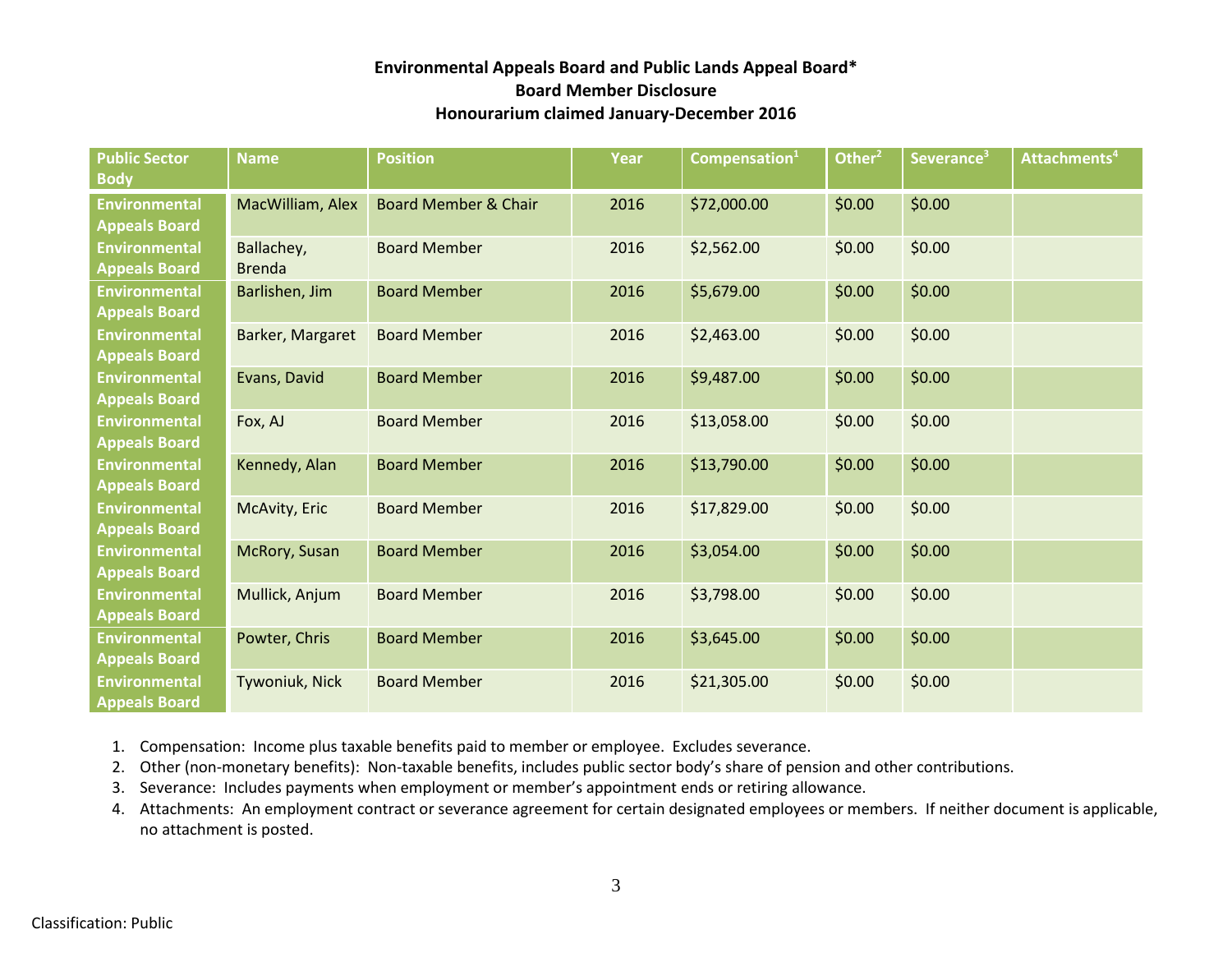**Environmental Appeals Board and Public Lands Appeal Board***
**Board Member Disclosure**
**Honourarium claimed January-December 2016**

| Public Sector Body | Name | Position | Year | Compensation[1] | Other[2] | Severance[3] | Attachments[4] |
|---|---|---|---|---|---|---|---|
| Environmental Appeals Board | MacWilliam, Alex | Board Member & Chair | 2016 | $72,000.00 | $0.00 | $0.00 | |
| Environmental Appeals Board | Ballachey, Brenda | Board Member | 2016 | $2,562.00 | $0.00 | $0.00 | |
| Environmental Appeals Board | Barlishen, Jim | Board Member | 2016 | $5,679.00 | $0.00 | $0.00 | |
| Environmental Appeals Board | Barker, Margaret | Board Member | 2016 | $2,463.00 | $0.00 | $0.00 | |
| Environmental Appeals Board | Evans, David | Board Member | 2016 | $9,487.00 | $0.00 | $0.00 | |
| Environmental Appeals Board | Fox, AJ | Board Member | 2016 | $13,058.00 | $0.00 | $0.00 | |
| Environmental Appeals Board | Kennedy, Alan | Board Member | 2016 | $13,790.00 | $0.00 | $0.00 | |
| Environmental Appeals Board | McAvity, Eric | Board Member | 2016 | $17,829.00 | $0.00 | $0.00 | |
| Environmental Appeals Board | McRory, Susan | Board Member | 2016 | $3,054.00 | $0.00 | $0.00 | |
| Environmental Appeals Board | Mullick, Anjum | Board Member | 2016 | $3,798.00 | $0.00 | $0.00 | |
| Environmental Appeals Board | Powter, Chris | Board Member | 2016 | $3,645.00 | $0.00 | $0.00 | |
| Environmental Appeals Board | Tywoniuk, Nick | Board Member | 2016 | $21,305.00 | $0.00 | $0.00 | |

1. Compensation: Income plus taxable benefits paid to member or employee. Excludes severance.
2. Other (non-monetary benefits): Non-taxable benefits, includes public sector body's share of pension and other contributions.
3. Severance: Includes payments when employment or member's appointment ends or retiring allowance.
4. Attachments: An employment contract or severance agreement for certain designated employees or members. If neither document is applicable, no attachment is posted.

Classification: Public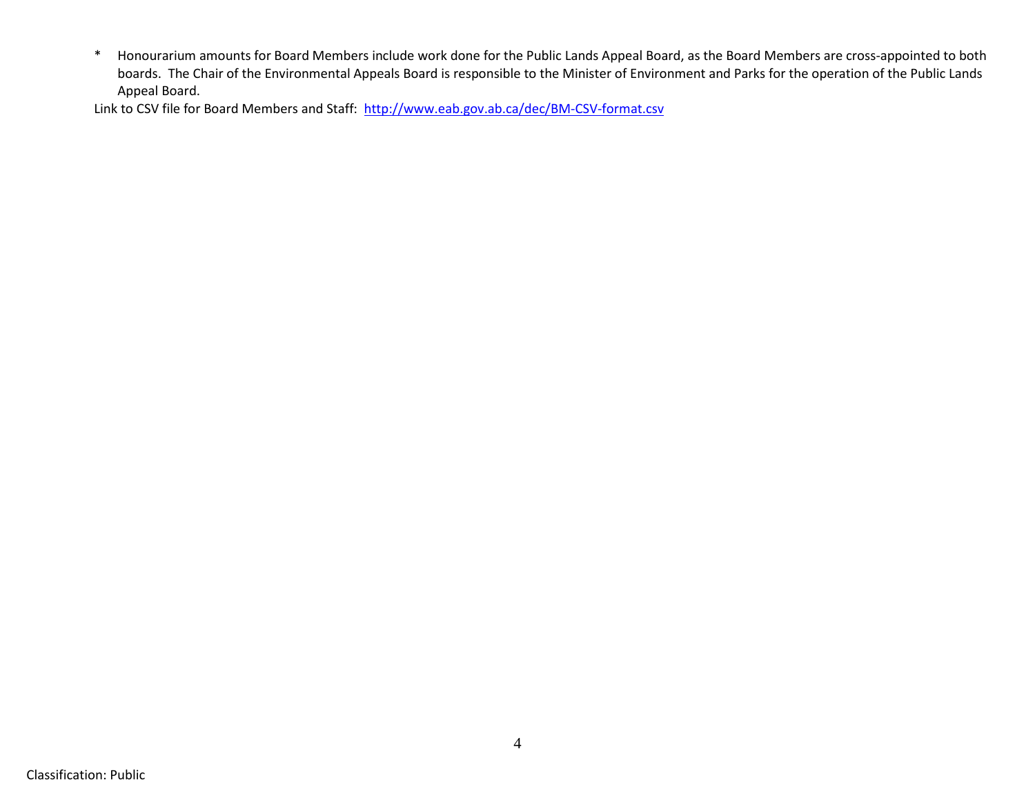\* Honourarium amounts for Board Members include work done for the Public Lands Appeal Board, as the Board Members are cross-appointed to both boards. The Chair of the Environmental Appeals Board is responsible to the Minister of Environment and Parks for the operation of the Public Lands Appeal Board.

Link to CSV file for Board Members and Staff: [http://www.eab.gov.ab.ca/dec/BM-CSV-format.csv](http://www.eab.gov.ab.ca/dec/BM-CSV-format.csv)

Classification: Public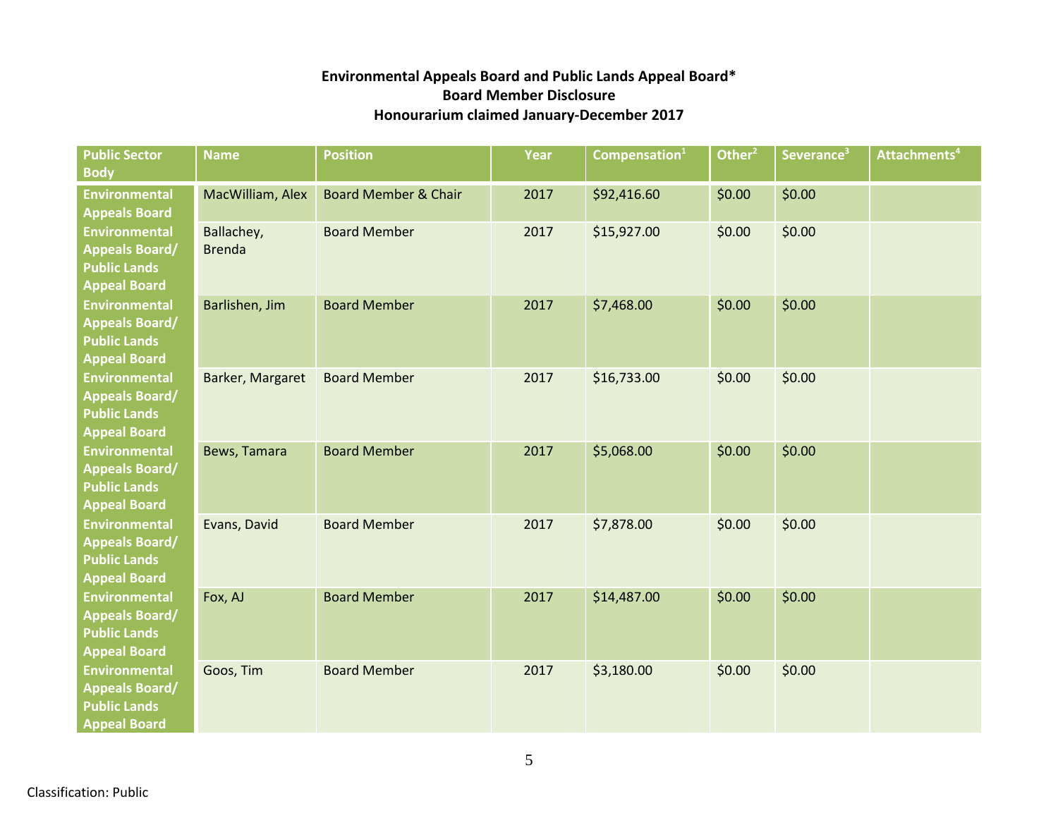**Environmental Appeals Board and Public Lands Appeal Board***
**Board Member Disclosure**
**Honourarium claimed January-December 2017**

| Public Sector Body | Name | Position | Year | Compensation[1] | Other[2] | Severance[3] | Attachments[4] |
|---|---|---|---|---|---|---|---|
| Environmental Appeals Board | MacWilliam, Alex | Board Member & Chair | 2017 | $92,416.60 | $0.00 | $0.00 | |
| Environmental Appeals Board/ Public Lands Appeal Board | Ballachey, Brenda | Board Member | 2017 | $15,927.00 | $0.00 | $0.00 | |
| Environmental Appeals Board/ Public Lands Appeal Board | Barlishen, Jim | Board Member | 2017 | $7,468.00 | $0.00 | $0.00 | |
| Environmental Appeals Board/ Public Lands Appeal Board | Barker, Margaret | Board Member | 2017 | $16,733.00 | $0.00 | $0.00 | |
| Environmental Appeals Board/ Public Lands Appeal Board | Bews, Tamara | Board Member | 2017 | $5,068.00 | $0.00 | $0.00 | |
| Environmental Appeals Board/ Public Lands Appeal Board | Evans, David | Board Member | 2017 | $7,878.00 | $0.00 | $0.00 | |
| Environmental Appeals Board/ Public Lands Appeal Board | Fox, AJ | Board Member | 2017 | $14,487.00 | $0.00 | $0.00 | |
| Environmental Appeals Board/ Public Lands Appeal Board | Goos, Tim | Board Member | 2017 | $3,180.00 | $0.00 | $0.00 | |

Classification: Public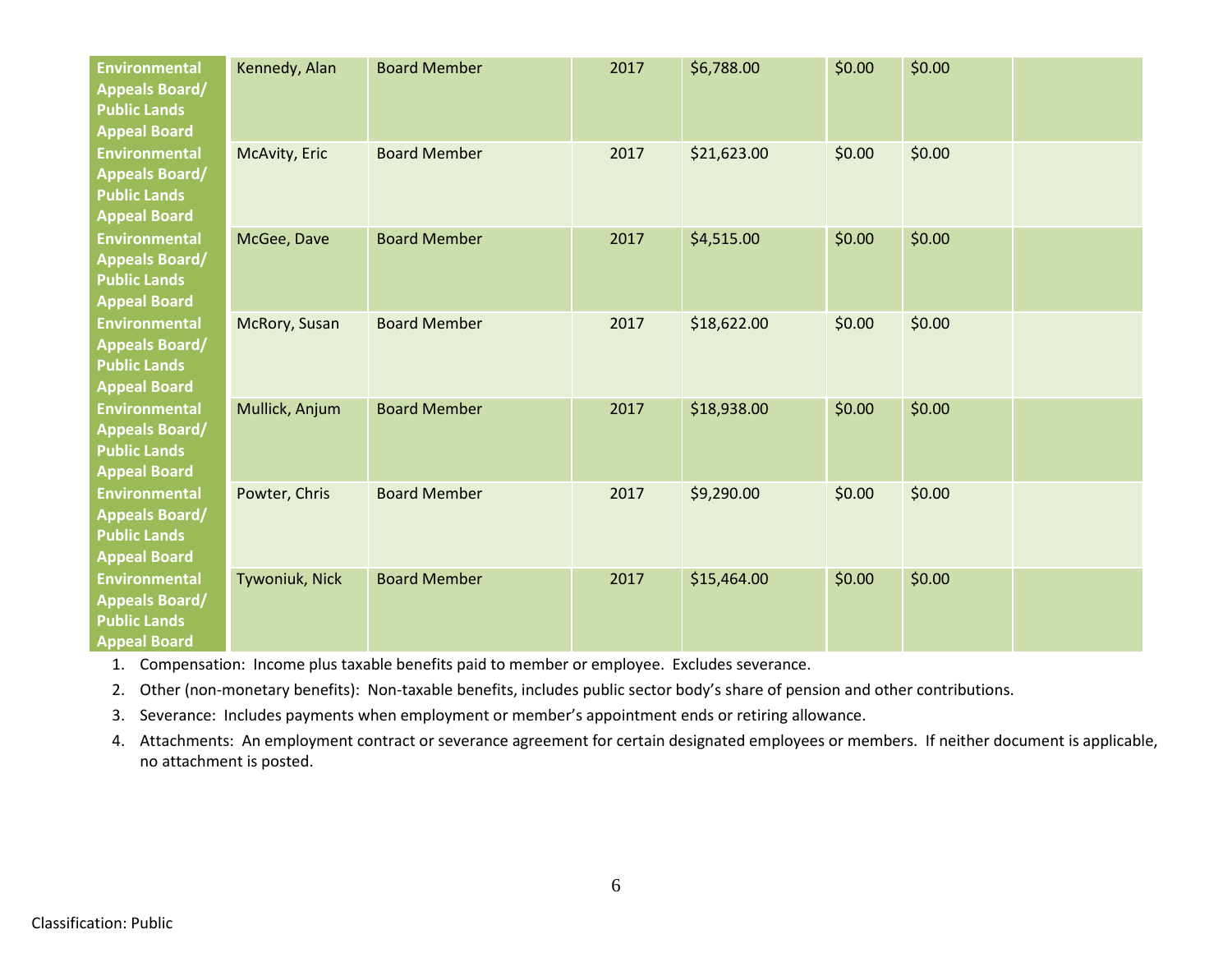| | | | | | | | |
|---|---|---|---|---|---|---|---|
| **Environmental Appeals Board/ Public Lands Appeal Board** | Kennedy, Alan | Board Member | 2017 | $6,788.00 | $0.00 | $0.00 | |
| **Environmental Appeals Board/ Public Lands Appeal Board** | McAvity, Eric | Board Member | 2017 | $21,623.00 | $0.00 | $0.00 | |
| **Environmental Appeals Board/ Public Lands Appeal Board** | McGee, Dave | Board Member | 2017 | $4,515.00 | $0.00 | $0.00 | |
| **Environmental Appeals Board/ Public Lands Appeal Board** | McRory, Susan | Board Member | 2017 | $18,622.00 | $0.00 | $0.00 | |
| **Environmental Appeals Board/ Public Lands Appeal Board** | Mullick, Anjum | Board Member | 2017 | $18,938.00 | $0.00 | $0.00 | |
| **Environmental Appeals Board/ Public Lands Appeal Board** | Powter, Chris | Board Member | 2017 | $9,290.00 | $0.00 | $0.00 | |
| **Environmental Appeals Board/ Public Lands Appeal Board** | Tywoniuk, Nick | Board Member | 2017 | $15,464.00 | $0.00 | $0.00 | |

1. Compensation: Income plus taxable benefits paid to member or employee. Excludes severance.
2. Other (non-monetary benefits): Non-taxable benefits, includes public sector body's share of pension and other contributions.
3. Severance: Includes payments when employment or member's appointment ends or retiring allowance.
4. Attachments: An employment contract or severance agreement for certain designated employees or members. If neither document is applicable, no attachment is posted.

Classification: Public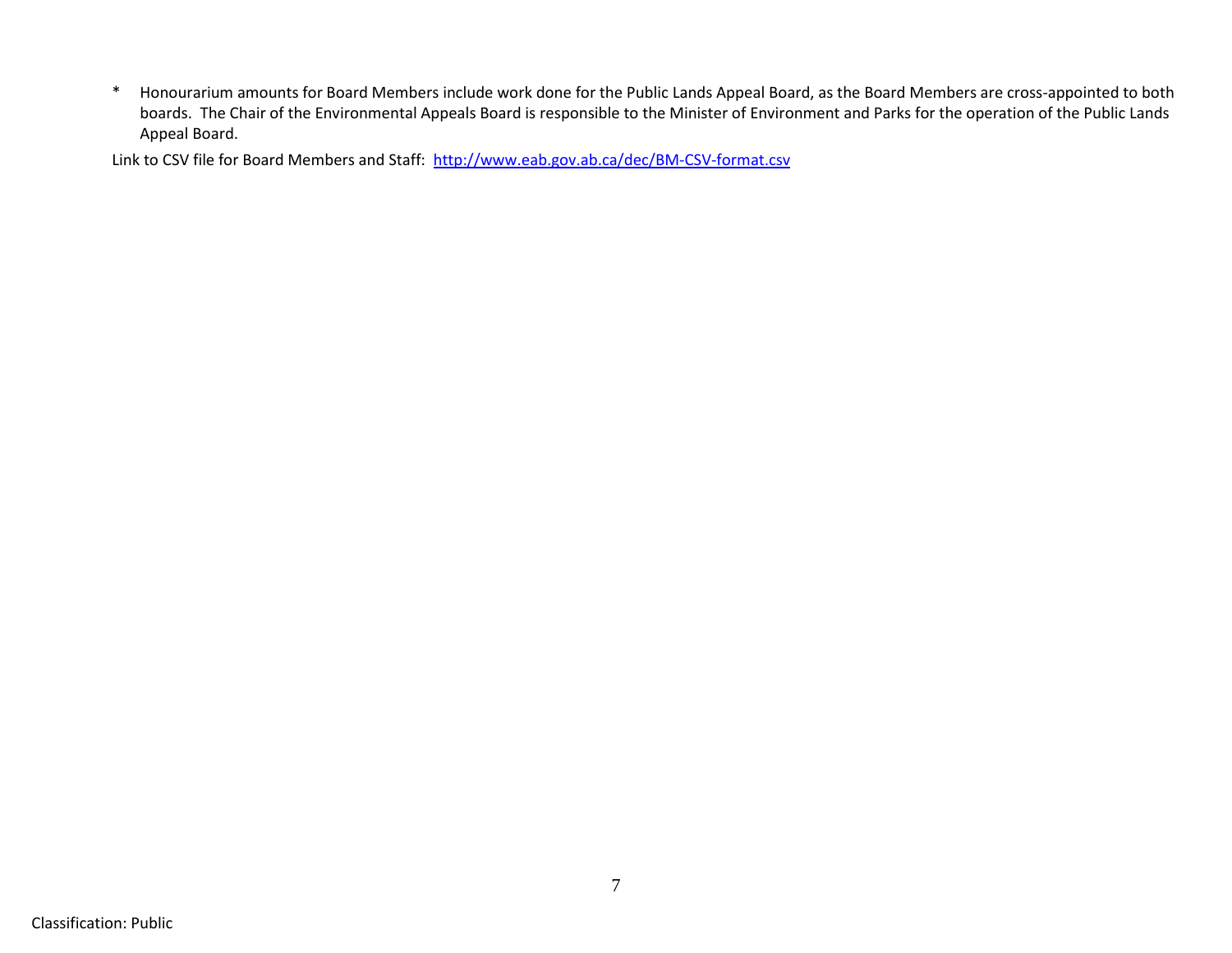\* Honourarium amounts for Board Members include work done for the Public Lands Appeal Board, as the Board Members are cross-appointed to both boards. The Chair of the Environmental Appeals Board is responsible to the Minister of Environment and Parks for the operation of the Public Lands Appeal Board.

Link to CSV file for Board Members and Staff: [http://www.eab.gov.ab.ca/dec/BM-CSV-format.csv](http://www.eab.gov.ab.ca/dec/BM-CSV-format.csv)

Classification: Public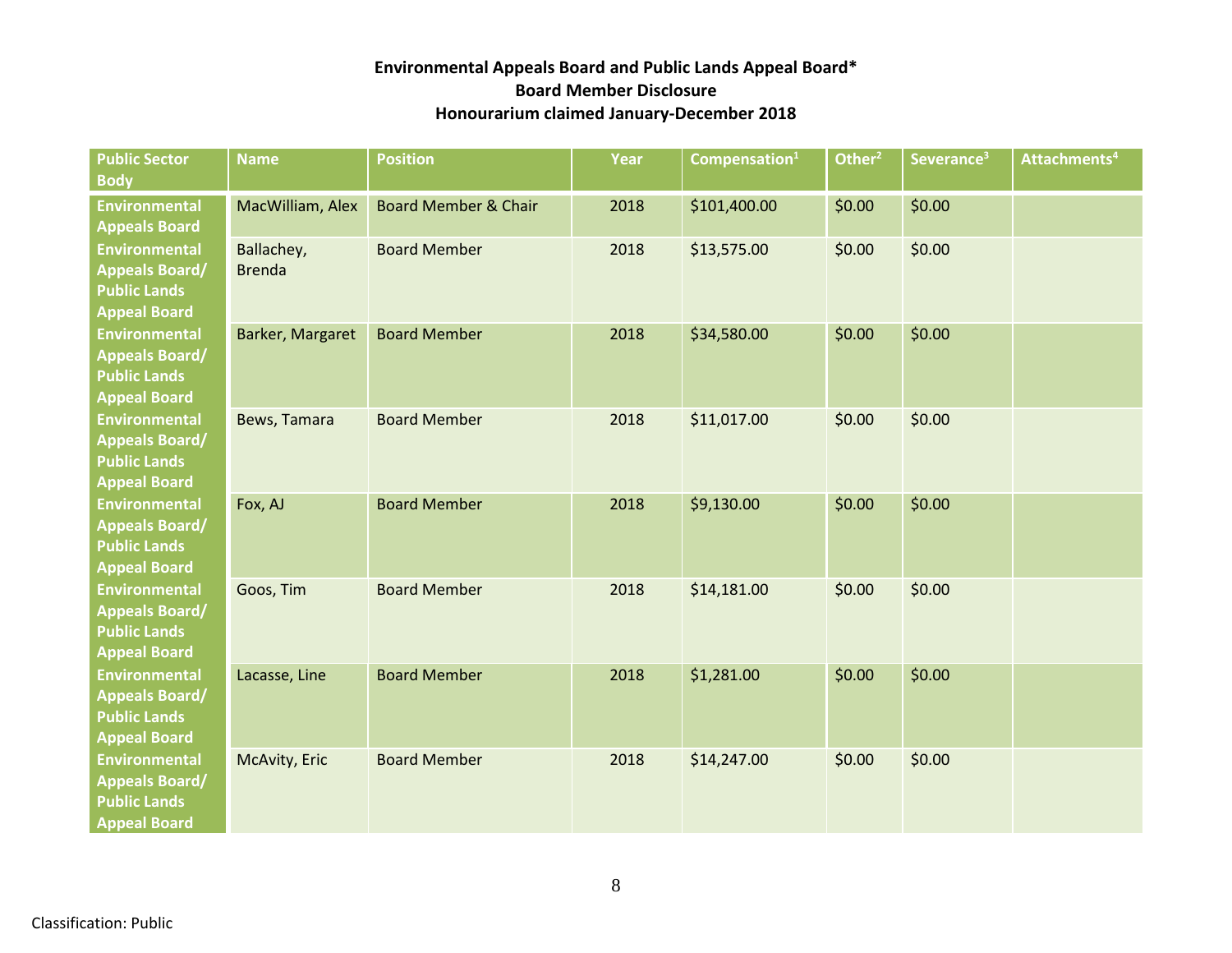**Environmental Appeals Board and Public Lands Appeal Board***
**Board Member Disclosure**
**Honourarium claimed January-December 2018**

| Public Sector Body | Name | Position | Year | Compensation[1] | Other[2] | Severance[3] | Attachments[4] |
|---|---|---|---|---|---|---|---|
| Environmental Appeals Board | MacWilliam, Alex | Board Member & Chair | 2018 | $101,400.00 | $0.00 | $0.00 | |
| Environmental Appeals Board/ Public Lands Appeal Board | Ballachey, Brenda | Board Member | 2018 | $13,575.00 | $0.00 | $0.00 | |
| Environmental Appeals Board/ Public Lands Appeal Board | Barker, Margaret | Board Member | 2018 | $34,580.00 | $0.00 | $0.00 | |
| Environmental Appeals Board/ Public Lands Appeal Board | Bews, Tamara | Board Member | 2018 | $11,017.00 | $0.00 | $0.00 | |
| Environmental Appeals Board/ Public Lands Appeal Board | Fox, AJ | Board Member | 2018 | $9,130.00 | $0.00 | $0.00 | |
| Environmental Appeals Board/ Public Lands Appeal Board | Goos, Tim | Board Member | 2018 | $14,181.00 | $0.00 | $0.00 | |
| Environmental Appeals Board/ Public Lands Appeal Board | Lacasse, Line | Board Member | 2018 | $1,281.00 | $0.00 | $0.00 | |
| Environmental Appeals Board/ Public Lands Appeal Board | McAvity, Eric | Board Member | 2018 | $14,247.00 | $0.00 | $0.00 | |

Classification: Public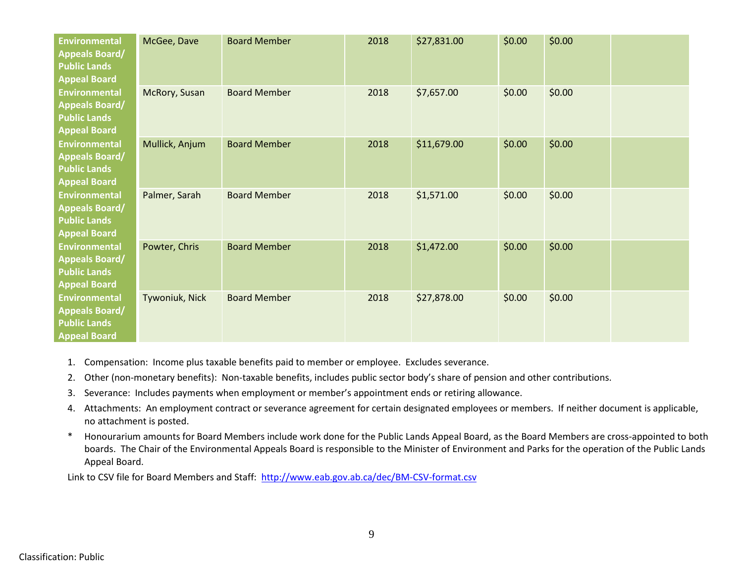| | | | | | | | |
|---|---|---|---|---|---|---|---|
| Environmental Appeals Board/ Public Lands Appeal Board | McGee, Dave | Board Member | 2018 | $27,831.00 | $0.00 | $0.00 | |
| Environmental Appeals Board/ Public Lands Appeal Board | McRory, Susan | Board Member | 2018 | $7,657.00 | $0.00 | $0.00 | |
| Environmental Appeals Board/ Public Lands Appeal Board | Mullick, Anjum | Board Member | 2018 | $11,679.00 | $0.00 | $0.00 | |
| Environmental Appeals Board/ Public Lands Appeal Board | Palmer, Sarah | Board Member | 2018 | $1,571.00 | $0.00 | $0.00 | |
| Environmental Appeals Board/ Public Lands Appeal Board | Powter, Chris | Board Member | 2018 | $1,472.00 | $0.00 | $0.00 | |
| Environmental Appeals Board/ Public Lands Appeal Board | Tywoniuk, Nick | Board Member | 2018 | $27,878.00 | $0.00 | $0.00 | |

1. Compensation: Income plus taxable benefits paid to member or employee. Excludes severance.
2. Other (non-monetary benefits): Non-taxable benefits, includes public sector body's share of pension and other contributions.
3. Severance: Includes payments when employment or member's appointment ends or retiring allowance.
4. Attachments: An employment contract or severance agreement for certain designated employees or members. If neither document is applicable, no attachment is posted.

\* Honourarium amounts for Board Members include work done for the Public Lands Appeal Board, as the Board Members are cross-appointed to both boards. The Chair of the Environmental Appeals Board is responsible to the Minister of Environment and Parks for the operation of the Public Lands Appeal Board.

Link to CSV file for Board Members and Staff: http://www.eab.gov.ab.ca/dec/BM-CSV-format.csv

Classification: Public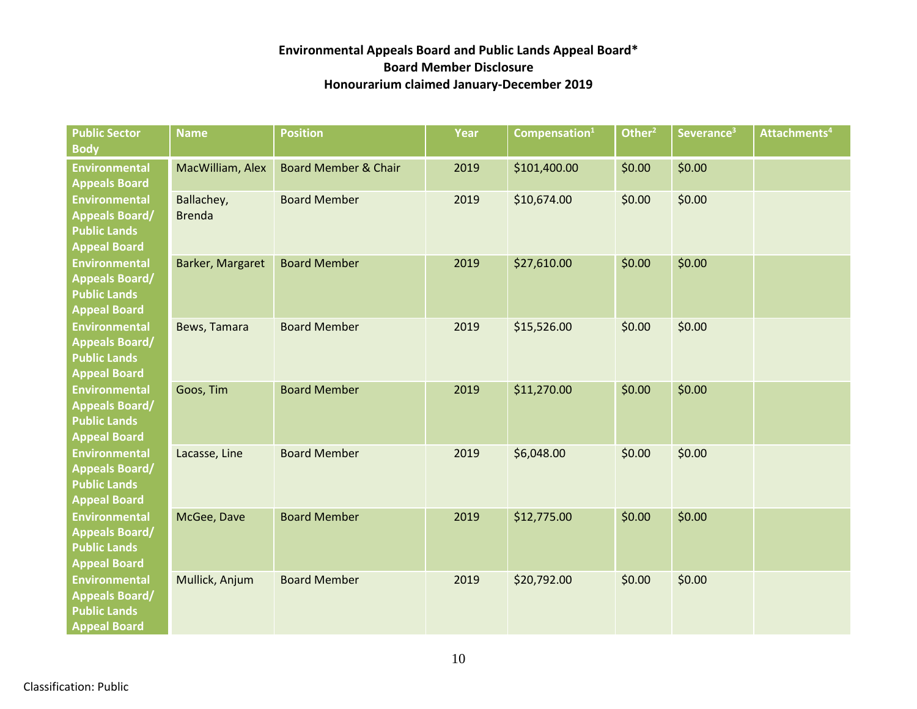**Environmental Appeals Board and Public Lands Appeal Board***
**Board Member Disclosure**
**Honourarium claimed January-December 2019**

| Public Sector Body | Name | Position | Year | Compensation[1] | Other[2] | Severance[3] | Attachments[4] |
|---|---|---|---|---|---|---|---|
| Environmental Appeals Board | MacWilliam, Alex | Board Member & Chair | 2019 | $101,400.00 | $0.00 | $0.00 | |
| Environmental Appeals Board/ Public Lands Appeal Board | Ballachey, Brenda | Board Member | 2019 | $10,674.00 | $0.00 | $0.00 | |
| Environmental Appeals Board/ Public Lands Appeal Board | Barker, Margaret | Board Member | 2019 | $27,610.00 | $0.00 | $0.00 | |
| Environmental Appeals Board/ Public Lands Appeal Board | Bews, Tamara | Board Member | 2019 | $15,526.00 | $0.00 | $0.00 | |
| Environmental Appeals Board/ Public Lands Appeal Board | Goos, Tim | Board Member | 2019 | $11,270.00 | $0.00 | $0.00 | |
| Environmental Appeals Board/ Public Lands Appeal Board | Lacasse, Line | Board Member | 2019 | $6,048.00 | $0.00 | $0.00 | |
| Environmental Appeals Board/ Public Lands Appeal Board | McGee, Dave | Board Member | 2019 | $12,775.00 | $0.00 | $0.00 | |
| Environmental Appeals Board/ Public Lands Appeal Board | Mullick, Anjum | Board Member | 2019 | $20,792.00 | $0.00 | $0.00 | |

Classification: Public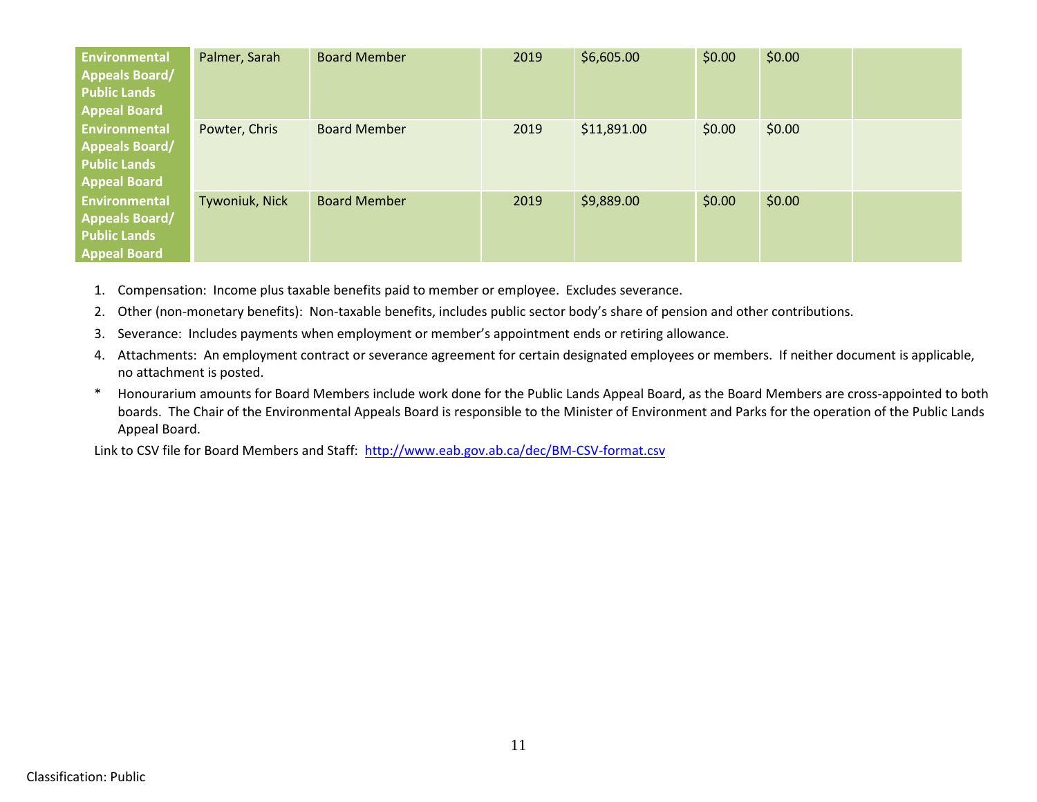| Environmental Appeals Board/ Public Lands Appeal Board | Palmer, Sarah | Board Member | 2019 | $6,605.00 | $0.00 | $0.00 | |
|---|---|---|---|---|---|---|---|
| Environmental Appeals Board/ Public Lands Appeal Board | Powter, Chris | Board Member | 2019 | $11,891.00 | $0.00 | $0.00 | |
| Environmental Appeals Board/ Public Lands Appeal Board | Tywoniuk, Nick | Board Member | 2019 | $9,889.00 | $0.00 | $0.00 | |

1. Compensation: Income plus taxable benefits paid to member or employee. Excludes severance.
2. Other (non-monetary benefits): Non-taxable benefits, includes public sector body's share of pension and other contributions.
3. Severance: Includes payments when employment or member's appointment ends or retiring allowance.
4. Attachments: An employment contract or severance agreement for certain designated employees or members. If neither document is applicable, no attachment is posted.

\* Honourarium amounts for Board Members include work done for the Public Lands Appeal Board, as the Board Members are cross-appointed to both boards. The Chair of the Environmental Appeals Board is responsible to the Minister of Environment and Parks for the operation of the Public Lands Appeal Board.

Link to CSV file for Board Members and Staff: [http://www.eab.gov.ab.ca/dec/BM-CSV-format.csv](http://www.eab.gov.ab.ca/dec/BM-CSV-format.csv)

Classification: Public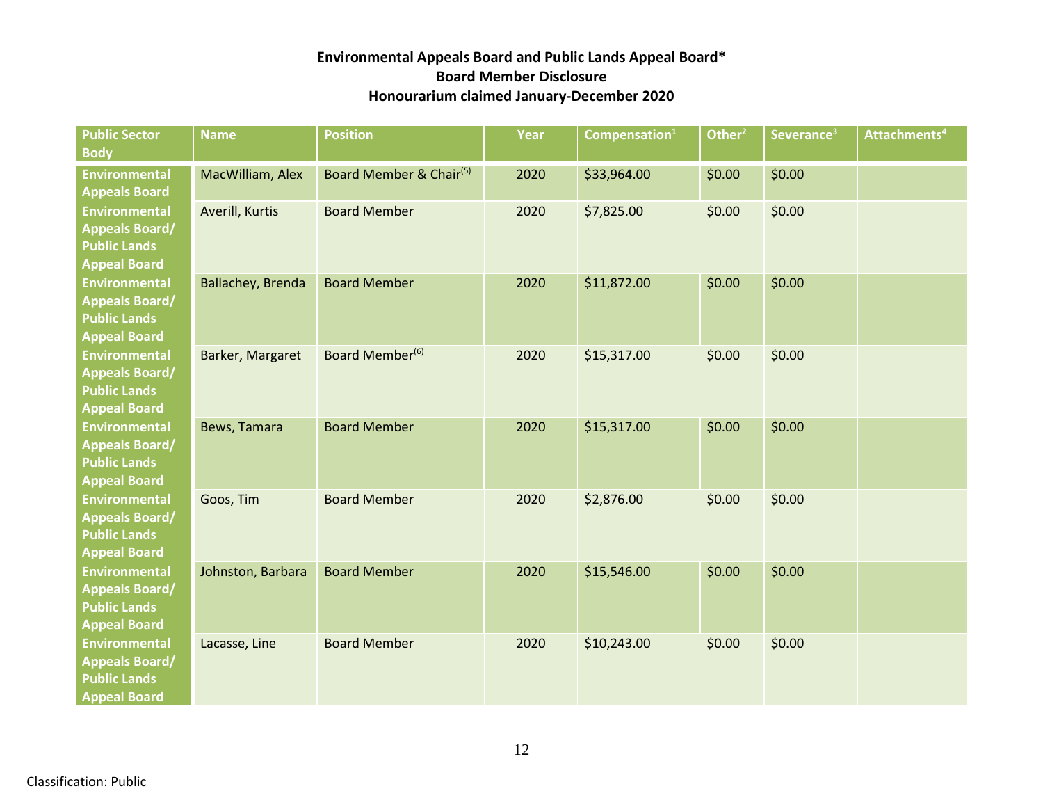**Environmental Appeals Board and Public Lands Appeal Board***
**Board Member Disclosure**
**Honourarium claimed January-December 2020**

| Public Sector Body | Name | Position | Year | Compensation[1] | Other[2] | Severance[3] | Attachments[4] |
|---|---|---|---|---|---|---|---|
| Environmental Appeals Board | MacWilliam, Alex | Board Member & Chair[(5)] | 2020 | $33,964.00 | $0.00 | $0.00 | |
| Environmental Appeals Board/ Public Lands Appeal Board | Averill, Kurtis | Board Member | 2020 | $7,825.00 | $0.00 | $0.00 | |
| Environmental Appeals Board/ Public Lands Appeal Board | Ballachey, Brenda | Board Member | 2020 | $11,872.00 | $0.00 | $0.00 | |
| Environmental Appeals Board/ Public Lands Appeal Board | Barker, Margaret | Board Member[(6)] | 2020 | $15,317.00 | $0.00 | $0.00 | |
| Environmental Appeals Board/ Public Lands Appeal Board | Bews, Tamara | Board Member | 2020 | $15,317.00 | $0.00 | $0.00 | |
| Environmental Appeals Board/ Public Lands Appeal Board | Goos, Tim | Board Member | 2020 | $2,876.00 | $0.00 | $0.00 | |
| Environmental Appeals Board/ Public Lands Appeal Board | Johnston, Barbara | Board Member | 2020 | $15,546.00 | $0.00 | $0.00 | |
| Environmental Appeals Board/ Public Lands Appeal Board | Lacasse, Line | Board Member | 2020 | $10,243.00 | $0.00 | $0.00 | |

Classification: Public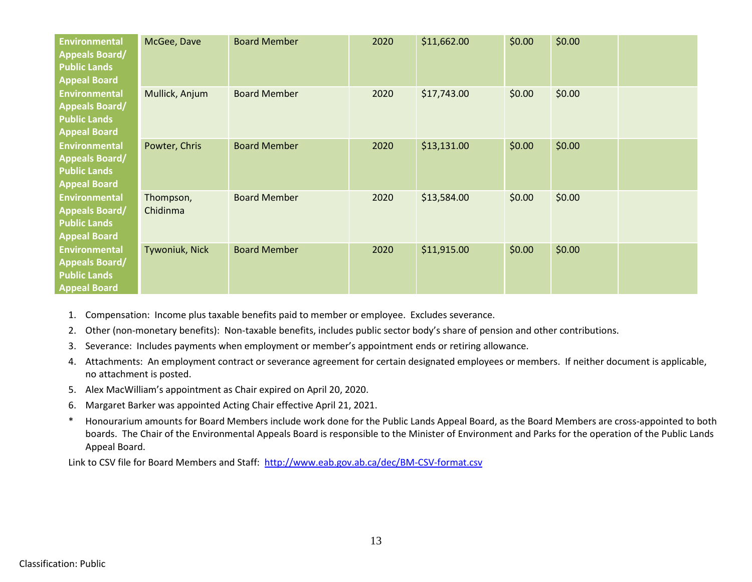| | | | | | | | |
|---|---|---|---|---|---|---|---|
| **Environmental Appeals Board/ Public Lands Appeal Board** | McGee, Dave | Board Member | 2020 | $11,662.00 | $0.00 | $0.00 | |
| **Environmental Appeals Board/ Public Lands Appeal Board** | Mullick, Anjum | Board Member | 2020 | $17,743.00 | $0.00 | $0.00 | |
| **Environmental Appeals Board/ Public Lands Appeal Board** | Powter, Chris | Board Member | 2020 | $13,131.00 | $0.00 | $0.00 | |
| **Environmental Appeals Board/ Public Lands Appeal Board** | Thompson, Chidinma | Board Member | 2020 | $13,584.00 | $0.00 | $0.00 | |
| **Environmental Appeals Board/ Public Lands Appeal Board** | Tywoniuk, Nick | Board Member | 2020 | $11,915.00 | $0.00 | $0.00 | |

1. Compensation: Income plus taxable benefits paid to member or employee. Excludes severance.
2. Other (non-monetary benefits): Non-taxable benefits, includes public sector body's share of pension and other contributions.
3. Severance: Includes payments when employment or member's appointment ends or retiring allowance.
4. Attachments: An employment contract or severance agreement for certain designated employees or members. If neither document is applicable, no attachment is posted.
5. Alex MacWilliam's appointment as Chair expired on April 20, 2020.
6. Margaret Barker was appointed Acting Chair effective April 21, 2021.

\* Honourarium amounts for Board Members include work done for the Public Lands Appeal Board, as the Board Members are cross-appointed to both boards. The Chair of the Environmental Appeals Board is responsible to the Minister of Environment and Parks for the operation of the Public Lands Appeal Board.

Link to CSV file for Board Members and Staff: [http://www.eab.gov.ab.ca/dec/BM-CSV-format.csv](http://www.eab.gov.ab.ca/dec/BM-CSV-format.csv)

Classification: Public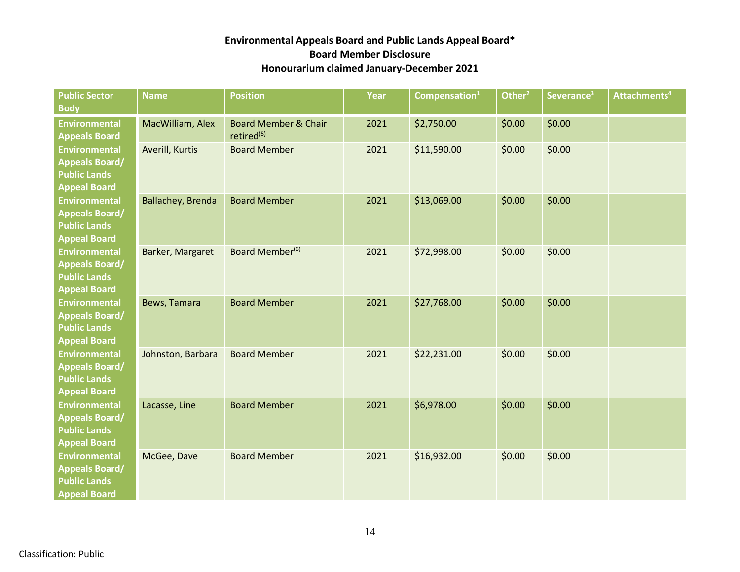**Environmental Appeals Board and Public Lands Appeal Board***
**Board Member Disclosure**
**Honourarium claimed January-December 2021**

| Public Sector Body | Name | Position | Year | Compensation[1] | Other[2] | Severance[3] | Attachments[4] |
|---|---|---|---|---|---|---|---|
| Environmental Appeals Board | MacWilliam, Alex | Board Member & Chair retired[(5)] | 2021 | $2,750.00 | $0.00 | $0.00 | |
| Environmental Appeals Board/ Public Lands Appeal Board | Averill, Kurtis | Board Member | 2021 | $11,590.00 | $0.00 | $0.00 | |
| Environmental Appeals Board/ Public Lands Appeal Board | Ballachey, Brenda | Board Member | 2021 | $13,069.00 | $0.00 | $0.00 | |
| Environmental Appeals Board/ Public Lands Appeal Board | Barker, Margaret | Board Member[(6)] | 2021 | $72,998.00 | $0.00 | $0.00 | |
| Environmental Appeals Board/ Public Lands Appeal Board | Bews, Tamara | Board Member | 2021 | $27,768.00 | $0.00 | $0.00 | |
| Environmental Appeals Board/ Public Lands Appeal Board | Johnston, Barbara | Board Member | 2021 | $22,231.00 | $0.00 | $0.00 | |
| Environmental Appeals Board/ Public Lands Appeal Board | Lacasse, Line | Board Member | 2021 | $6,978.00 | $0.00 | $0.00 | |
| Environmental Appeals Board/ Public Lands Appeal Board | McGee, Dave | Board Member | 2021 | $16,932.00 | $0.00 | $0.00 | |

Classification: Public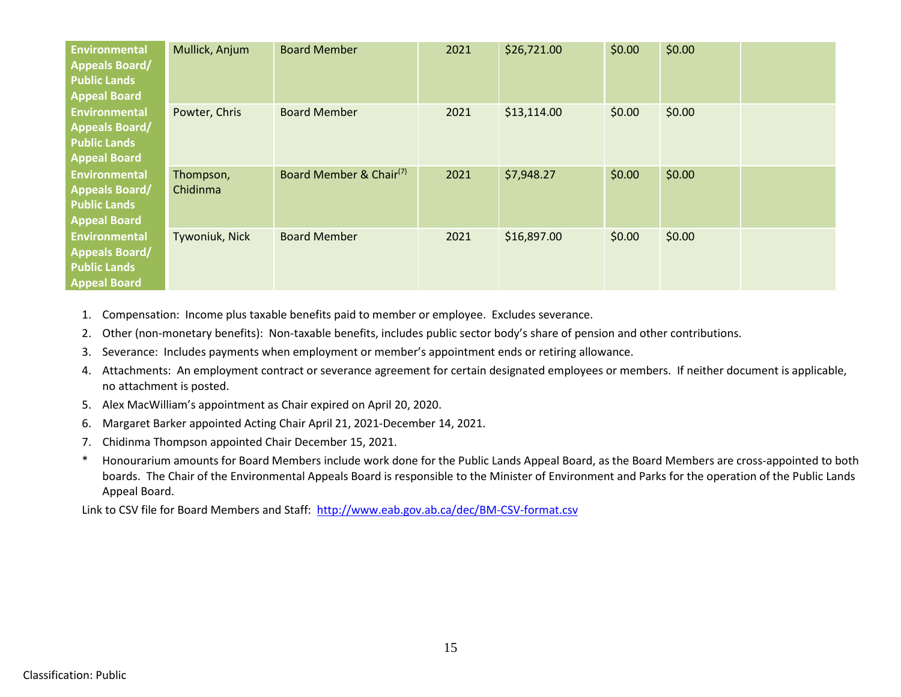| Environmental Appeals Board/ Public Lands Appeal Board | Mullick, Anjum | Board Member | 2021 | $26,721.00 | $0.00 | $0.00 | |
|---|---|---|---|---|---|---|---|
| Environmental Appeals Board/ Public Lands Appeal Board | Powter, Chris | Board Member | 2021 | $13,114.00 | $0.00 | $0.00 | |
| Environmental Appeals Board/ Public Lands Appeal Board | Thompson, Chidinma | Board Member & Chair(7) | 2021 | $7,948.27 | $0.00 | $0.00 | |
| Environmental Appeals Board/ Public Lands Appeal Board | Tywoniuk, Nick | Board Member | 2021 | $16,897.00 | $0.00 | $0.00 | |

1. Compensation: Income plus taxable benefits paid to member or employee. Excludes severance.
2. Other (non-monetary benefits): Non-taxable benefits, includes public sector body's share of pension and other contributions.
3. Severance: Includes payments when employment or member's appointment ends or retiring allowance.
4. Attachments: An employment contract or severance agreement for certain designated employees or members. If neither document is applicable, no attachment is posted.
5. Alex MacWilliam's appointment as Chair expired on April 20, 2020.
6. Margaret Barker appointed Acting Chair April 21, 2021-December 14, 2021.
7. Chidinma Thompson appointed Chair December 15, 2021.

\* Honourarium amounts for Board Members include work done for the Public Lands Appeal Board, as the Board Members are cross-appointed to both boards. The Chair of the Environmental Appeals Board is responsible to the Minister of Environment and Parks for the operation of the Public Lands Appeal Board.

Link to CSV file for Board Members and Staff: http://www.eab.gov.ab.ca/dec/BM-CSV-format.csv

Classification: Public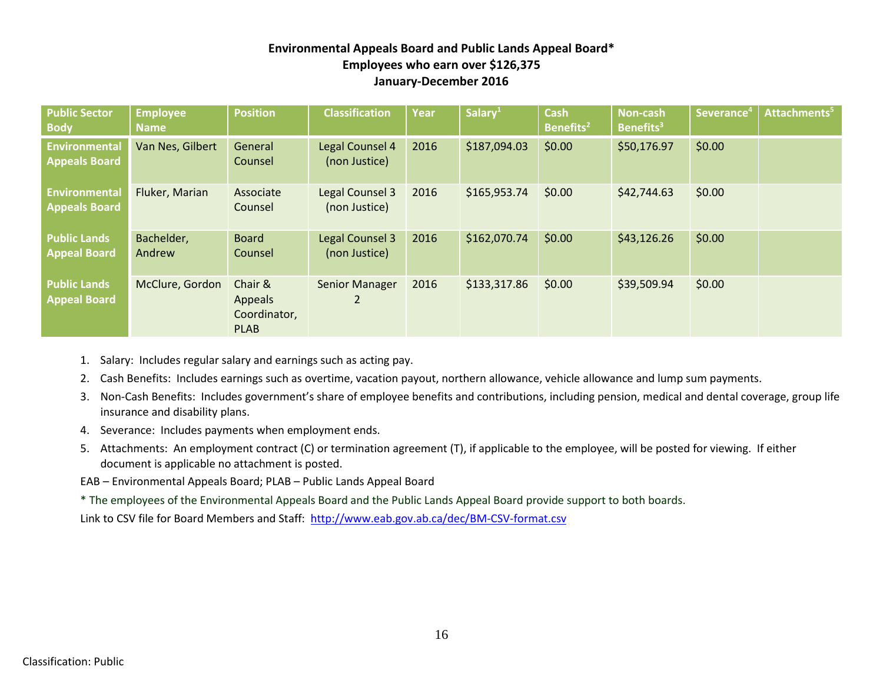**Environmental Appeals Board and Public Lands Appeal Board***
**Employees who earn over $126,375**
**January-December 2016**

| Public Sector Body | Employee Name | Position | Classification | Year | Salary[1] | Cash Benefits[2] | Non-cash Benefits[3] | Severance[4] | Attachments[5] |
|---|---|---|---|---|---|---|---|---|---|
| Environmental Appeals Board | Van Nes, Gilbert | General Counsel | Legal Counsel 4 (non Justice) | 2016 | $187,094.03 | $0.00 | $50,176.97 | $0.00 | |
| Environmental Appeals Board | Fluker, Marian | Associate Counsel | Legal Counsel 3 (non Justice) | 2016 | $165,953.74 | $0.00 | $42,744.63 | $0.00 | |
| Public Lands Appeal Board | Bachelder, Andrew | Board Counsel | Legal Counsel 3 (non Justice) | 2016 | $162,070.74 | $0.00 | $43,126.26 | $0.00 | |
| Public Lands Appeal Board | McClure, Gordon | Chair & Appeals Coordinator, PLAB | Senior Manager 2 | 2016 | $133,317.86 | $0.00 | $39,509.94 | $0.00 | |

1. Salary: Includes regular salary and earnings such as acting pay.
2. Cash Benefits: Includes earnings such as overtime, vacation payout, northern allowance, vehicle allowance and lump sum payments.
3. Non-Cash Benefits: Includes government's share of employee benefits and contributions, including pension, medical and dental coverage, group life insurance and disability plans.
4. Severance: Includes payments when employment ends.
5. Attachments: An employment contract (C) or termination agreement (T), if applicable to the employee, will be posted for viewing. If either document is applicable no attachment is posted.

EAB – Environmental Appeals Board; PLAB – Public Lands Appeal Board

* The employees of the Environmental Appeals Board and the Public Lands Appeal Board provide support to both boards.

Link to CSV file for Board Members and Staff: http://www.eab.gov.ab.ca/dec/BM-CSV-format.csv

Classification: Public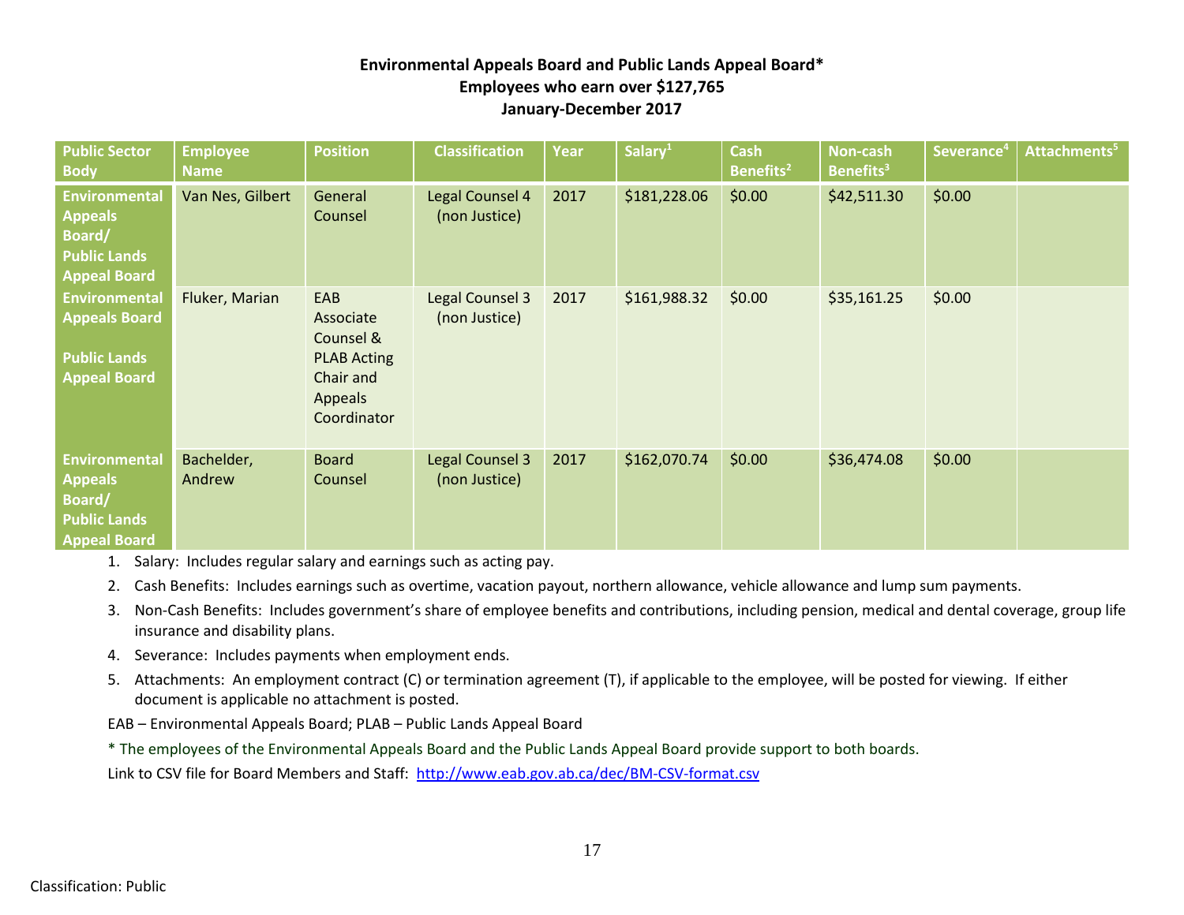**Environmental Appeals Board and Public Lands Appeal Board\***
**Employees who earn over $127,765**
**January-December 2017**

| Public Sector Body | Employee Name | Position | Classification | Year | Salary[1] | Cash Benefits[2] | Non-cash Benefits[3] | Severance[4] | Attachments[5] |
|---|---|---|---|---|---|---|---|---|---|
| Environmental Appeals Board/ Public Lands Appeal Board | Van Nes, Gilbert | General Counsel | Legal Counsel 4 (non Justice) | 2017 | $181,228.06 | $0.00 | $42,511.30 | $0.00 | |
| Environmental Appeals Board  Public Lands Appeal Board | Fluker, Marian | EAB Associate Counsel & PLAB Acting Chair and Appeals Coordinator | Legal Counsel 3 (non Justice) | 2017 | $161,988.32 | $0.00 | $35,161.25 | $0.00 | |
| Environmental Appeals Board/ Public Lands Appeal Board | Bachelder, Andrew | Board Counsel | Legal Counsel 3 (non Justice) | 2017 | $162,070.74 | $0.00 | $36,474.08 | $0.00 | |

1. Salary: Includes regular salary and earnings such as acting pay.
2. Cash Benefits: Includes earnings such as overtime, vacation payout, northern allowance, vehicle allowance and lump sum payments.
3. Non-Cash Benefits: Includes government's share of employee benefits and contributions, including pension, medical and dental coverage, group life insurance and disability plans.
4. Severance: Includes payments when employment ends.
5. Attachments: An employment contract (C) or termination agreement (T), if applicable to the employee, will be posted for viewing. If either document is applicable no attachment is posted.

EAB – Environmental Appeals Board; PLAB – Public Lands Appeal Board

\* The employees of the Environmental Appeals Board and the Public Lands Appeal Board provide support to both boards.

Link to CSV file for Board Members and Staff: http://www.eab.gov.ab.ca/dec/BM-CSV-format.csv

Classification: Public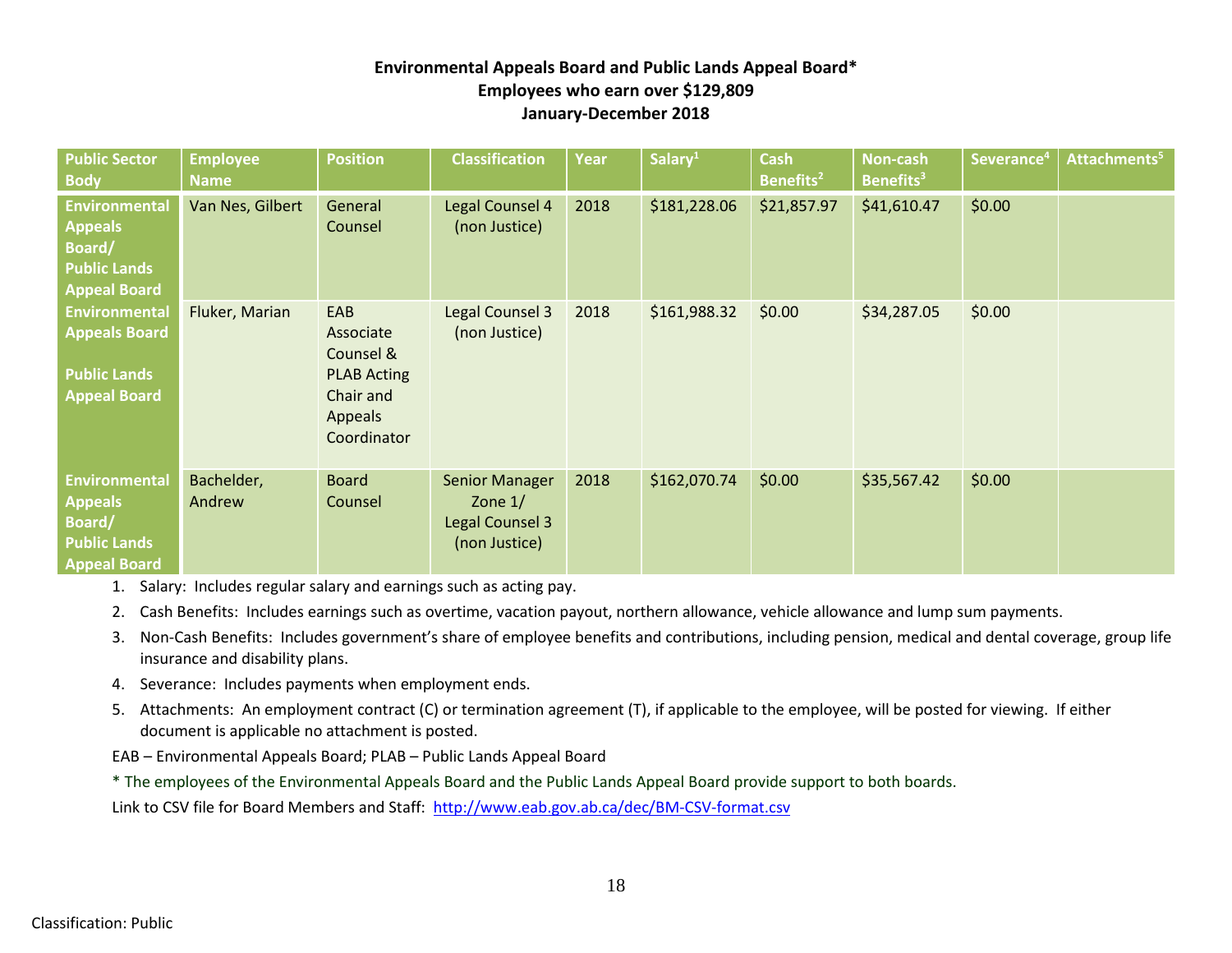**Environmental Appeals Board and Public Lands Appeal Board\***
**Employees who earn over $129,809**
**January-December 2018**

| Public Sector Body | Employee Name | Position | Classification | Year | Salary[1] | Cash Benefits[2] | Non-cash Benefits[3] | Severance[4] | Attachments[5] |
|---|---|---|---|---|---|---|---|---|---|
| Environmental Appeals Board/ Public Lands Appeal Board | Van Nes, Gilbert | General Counsel | Legal Counsel 4 (non Justice) | 2018 | $181,228.06 | $21,857.97 | $41,610.47 | $0.00 | |
| Environmental Appeals Board Public Lands Appeal Board | Fluker, Marian | EAB Associate Counsel & PLAB Acting Chair and Appeals Coordinator | Legal Counsel 3 (non Justice) | 2018 | $161,988.32 | $0.00 | $34,287.05 | $0.00 | |
| Environmental Appeals Board/ Public Lands Appeal Board | Bachelder, Andrew | Board Counsel | Senior Manager Zone 1/ Legal Counsel 3 (non Justice) | 2018 | $162,070.74 | $0.00 | $35,567.42 | $0.00 | |

1. Salary: Includes regular salary and earnings such as acting pay.
2. Cash Benefits: Includes earnings such as overtime, vacation payout, northern allowance, vehicle allowance and lump sum payments.
3. Non-Cash Benefits: Includes government's share of employee benefits and contributions, including pension, medical and dental coverage, group life insurance and disability plans.
4. Severance: Includes payments when employment ends.
5. Attachments: An employment contract (C) or termination agreement (T), if applicable to the employee, will be posted for viewing. If either document is applicable no attachment is posted.

EAB – Environmental Appeals Board; PLAB – Public Lands Appeal Board

\* The employees of the Environmental Appeals Board and the Public Lands Appeal Board provide support to both boards.

Link to CSV file for Board Members and Staff: http://www.eab.gov.ab.ca/dec/BM-CSV-format.csv

Classification: Public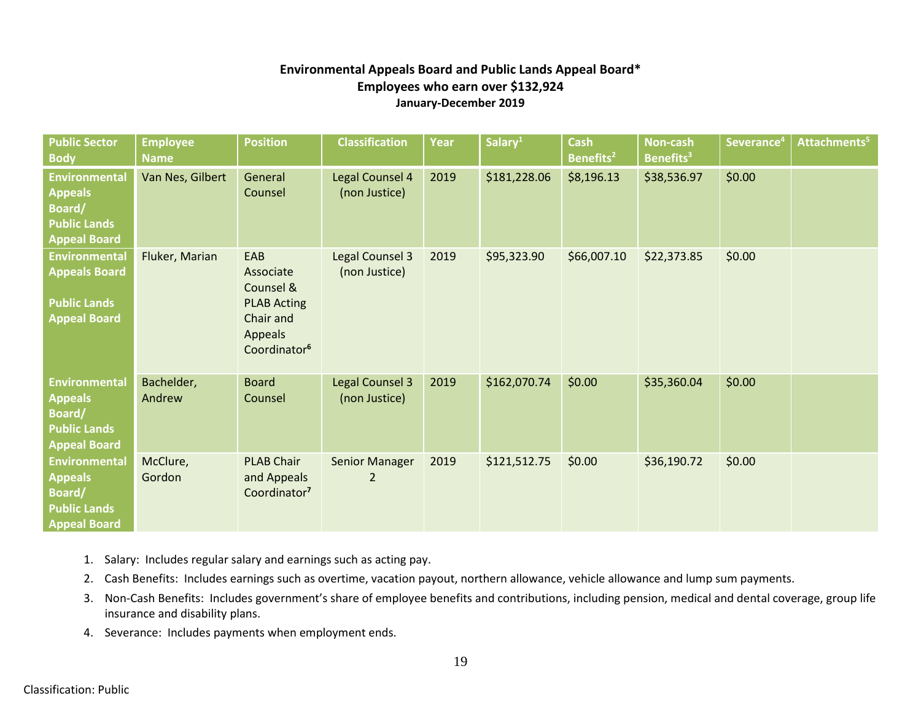**Environmental Appeals Board and Public Lands Appeal Board***
**Employees who earn over $132,924**
**January-December 2019**

| Public Sector Body | Employee Name | Position | Classification | Year | Salary[1] | Cash Benefits[2] | Non-cash Benefits[3] | Severance[4] | Attachments[5] |
|---|---|---|---|---|---|---|---|---|---|
| Environmental Appeals Board/ Public Lands Appeal Board | Van Nes, Gilbert | General Counsel | Legal Counsel 4 (non Justice) | 2019 | $181,228.06 | $8,196.13 | $38,536.97 | $0.00 | |
| Environmental Appeals Board Public Lands Appeal Board | Fluker, Marian | EAB Associate Counsel & PLAB Acting Chair and Appeals Coordinator[6] | Legal Counsel 3 (non Justice) | 2019 | $95,323.90 | $66,007.10 | $22,373.85 | $0.00 | |
| Environmental Appeals Board/ Public Lands Appeal Board | Bachelder, Andrew | Board Counsel | Legal Counsel 3 (non Justice) | 2019 | $162,070.74 | $0.00 | $35,360.04 | $0.00 | |
| Environmental Appeals Board/ Public Lands Appeal Board | McClure, Gordon | PLAB Chair and Appeals Coordinator[7] | Senior Manager 2 | 2019 | $121,512.75 | $0.00 | $36,190.72 | $0.00 | |

1. Salary: Includes regular salary and earnings such as acting pay.
2. Cash Benefits: Includes earnings such as overtime, vacation payout, northern allowance, vehicle allowance and lump sum payments.
3. Non-Cash Benefits: Includes government's share of employee benefits and contributions, including pension, medical and dental coverage, group life insurance and disability plans.
4. Severance: Includes payments when employment ends.

Classification: Public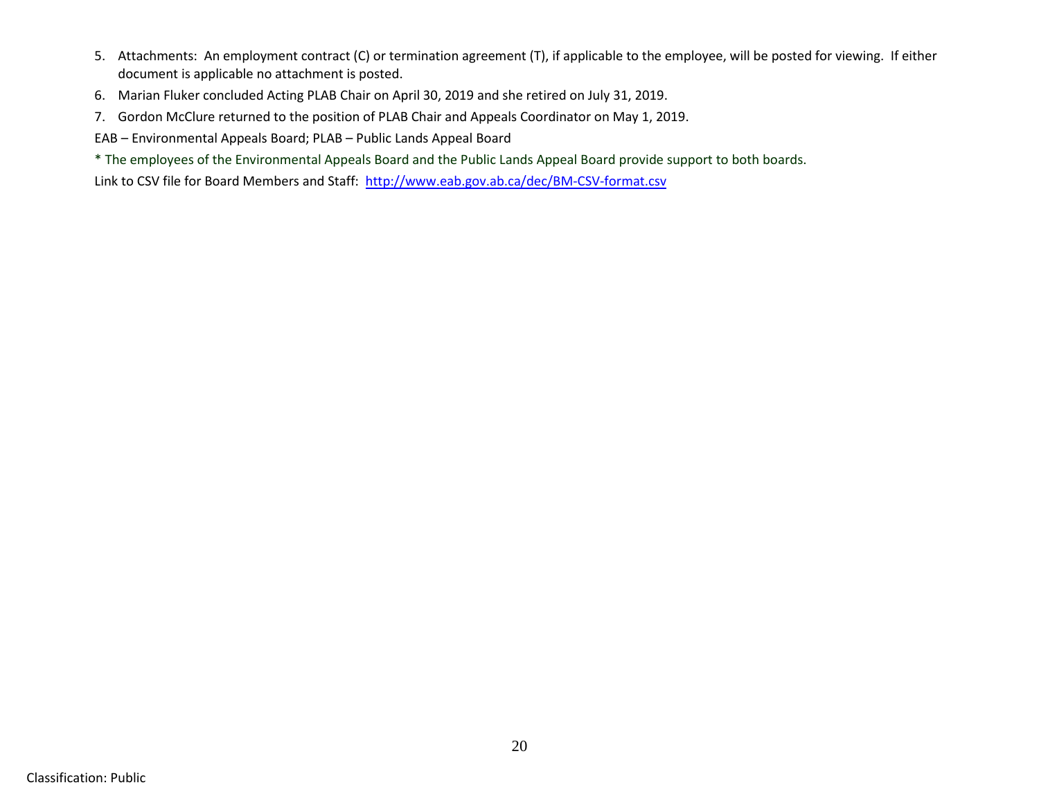5. Attachments: An employment contract (C) or termination agreement (T), if applicable to the employee, will be posted for viewing. If either document is applicable no attachment is posted.
6. Marian Fluker concluded Acting PLAB Chair on April 30, 2019 and she retired on July 31, 2019.
7. Gordon McClure returned to the position of PLAB Chair and Appeals Coordinator on May 1, 2019.

EAB – Environmental Appeals Board; PLAB – Public Lands Appeal Board

* The employees of the Environmental Appeals Board and the Public Lands Appeal Board provide support to both boards.

Link to CSV file for Board Members and Staff: [http://www.eab.gov.ab.ca/dec/BM-CSV-format.csv](http://www.eab.gov.ab.ca/dec/BM-CSV-format.csv)

Classification: Public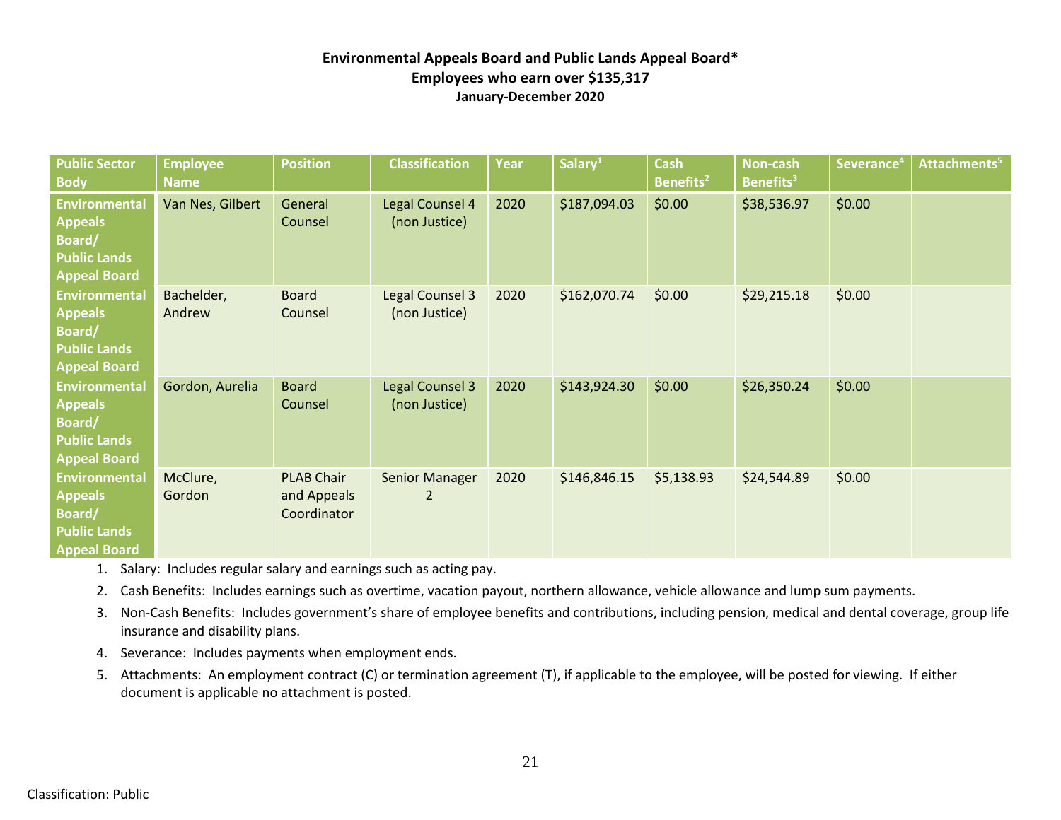# Environmental Appeals Board and Public Lands Appeal Board*
## Employees who earn over $135,317
### January-December 2020

| Public Sector Body | Employee Name | Position | Classification | Year | Salary[1] | Cash Benefits[2] | Non-cash Benefits[3] | Severance[4] | Attachments[5] |
|---|---|---|---|---|---|---|---|---|---|
| Environmental Appeals Board/ Public Lands Appeal Board | Van Nes, Gilbert | General Counsel | Legal Counsel 4 (non Justice) | 2020 | $187,094.03 | $0.00 | $38,536.97 | $0.00 | |
| Environmental Appeals Board/ Public Lands Appeal Board | Bachelder, Andrew | Board Counsel | Legal Counsel 3 (non Justice) | 2020 | $162,070.74 | $0.00 | $29,215.18 | $0.00 | |
| Environmental Appeals Board/ Public Lands Appeal Board | Gordon, Aurelia | Board Counsel | Legal Counsel 3 (non Justice) | 2020 | $143,924.30 | $0.00 | $26,350.24 | $0.00 | |
| Environmental Appeals Board/ Public Lands Appeal Board | McClure, Gordon | PLAB Chair and Appeals Coordinator | Senior Manager 2 | 2020 | $146,846.15 | $5,138.93 | $24,544.89 | $0.00 | |

1. Salary: Includes regular salary and earnings such as acting pay.
2. Cash Benefits: Includes earnings such as overtime, vacation payout, northern allowance, vehicle allowance and lump sum payments.
3. Non-Cash Benefits: Includes government's share of employee benefits and contributions, including pension, medical and dental coverage, group life insurance and disability plans.
4. Severance: Includes payments when employment ends.
5. Attachments: An employment contract (C) or termination agreement (T), if applicable to the employee, will be posted for viewing. If either document is applicable no attachment is posted.

Classification: Public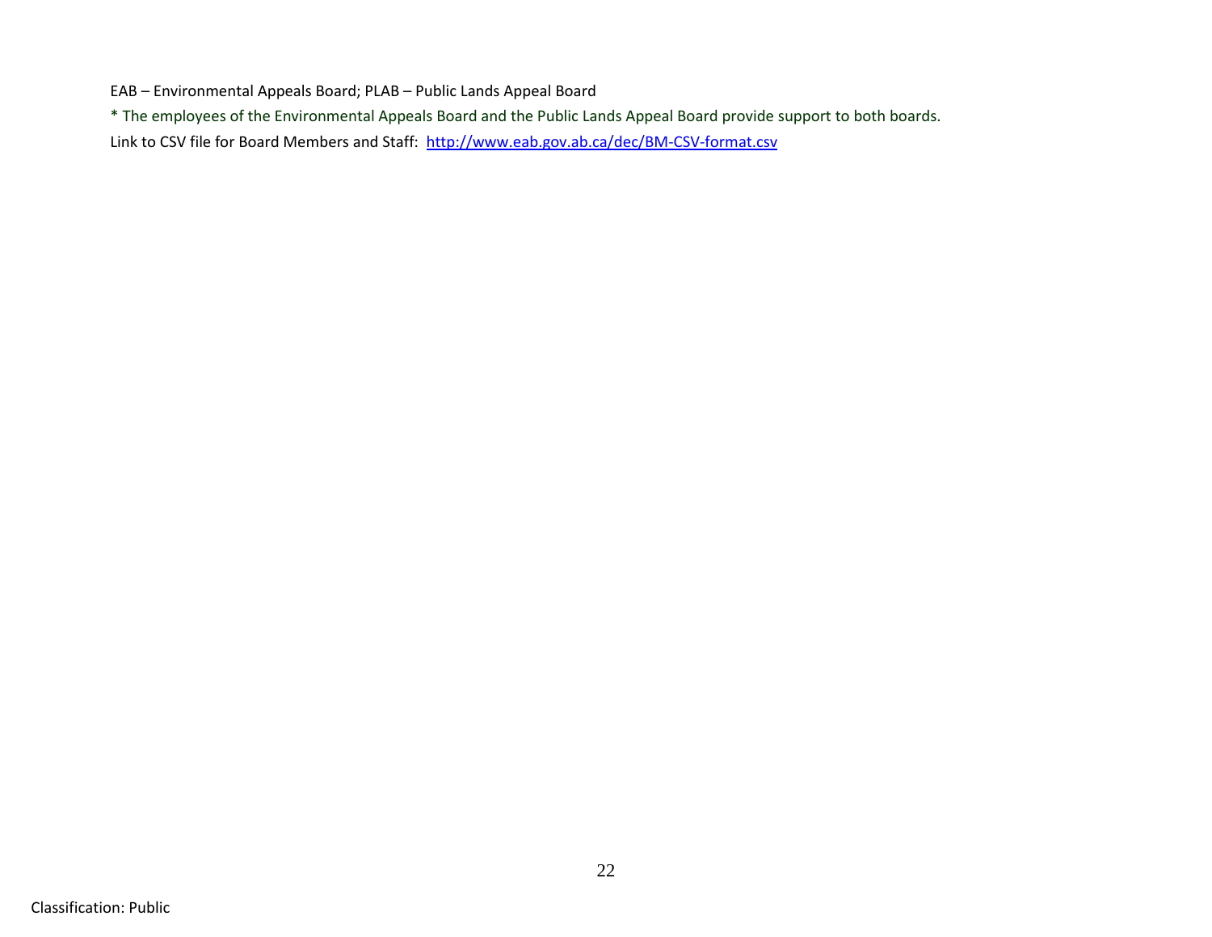EAB – Environmental Appeals Board; PLAB – Public Lands Appeal Board

* The employees of the Environmental Appeals Board and the Public Lands Appeal Board provide support to both boards.

Link to CSV file for Board Members and Staff: [http://www.eab.gov.ab.ca/dec/BM-CSV-format.csv](http://www.eab.gov.ab.ca/dec/BM-CSV-format.csv)

Classification: Public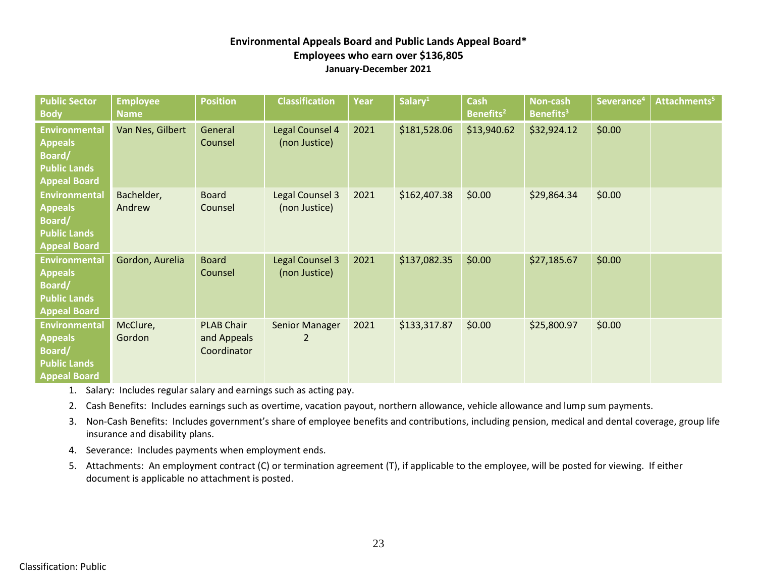**Environmental Appeals Board and Public Lands Appeal Board***
**Employees who earn over $136,805**
**January-December 2021**

| Public Sector Body | Employee Name | Position | Classification | Year | Salary[1] | Cash Benefits[2] | Non-cash Benefits[3] | Severance[4] | Attachments[5] |
|---|---|---|---|---|---|---|---|---|---|
| Environmental Appeals Board/ Public Lands Appeal Board | Van Nes, Gilbert | General Counsel | Legal Counsel 4 (non Justice) | 2021 | $181,528.06 | $13,940.62 | $32,924.12 | $0.00 | |
| Environmental Appeals Board/ Public Lands Appeal Board | Bachelder, Andrew | Board Counsel | Legal Counsel 3 (non Justice) | 2021 | $162,407.38 | $0.00 | $29,864.34 | $0.00 | |
| Environmental Appeals Board/ Public Lands Appeal Board | Gordon, Aurelia | Board Counsel | Legal Counsel 3 (non Justice) | 2021 | $137,082.35 | $0.00 | $27,185.67 | $0.00 | |
| Environmental Appeals Board/ Public Lands Appeal Board | McClure, Gordon | PLAB Chair and Appeals Coordinator | Senior Manager 2 | 2021 | $133,317.87 | $0.00 | $25,800.97 | $0.00 | |

1. Salary: Includes regular salary and earnings such as acting pay.
2. Cash Benefits: Includes earnings such as overtime, vacation payout, northern allowance, vehicle allowance and lump sum payments.
3. Non-Cash Benefits: Includes government's share of employee benefits and contributions, including pension, medical and dental coverage, group life insurance and disability plans.
4. Severance: Includes payments when employment ends.
5. Attachments: An employment contract (C) or termination agreement (T), if applicable to the employee, will be posted for viewing. If either document is applicable no attachment is posted.

Classification: Public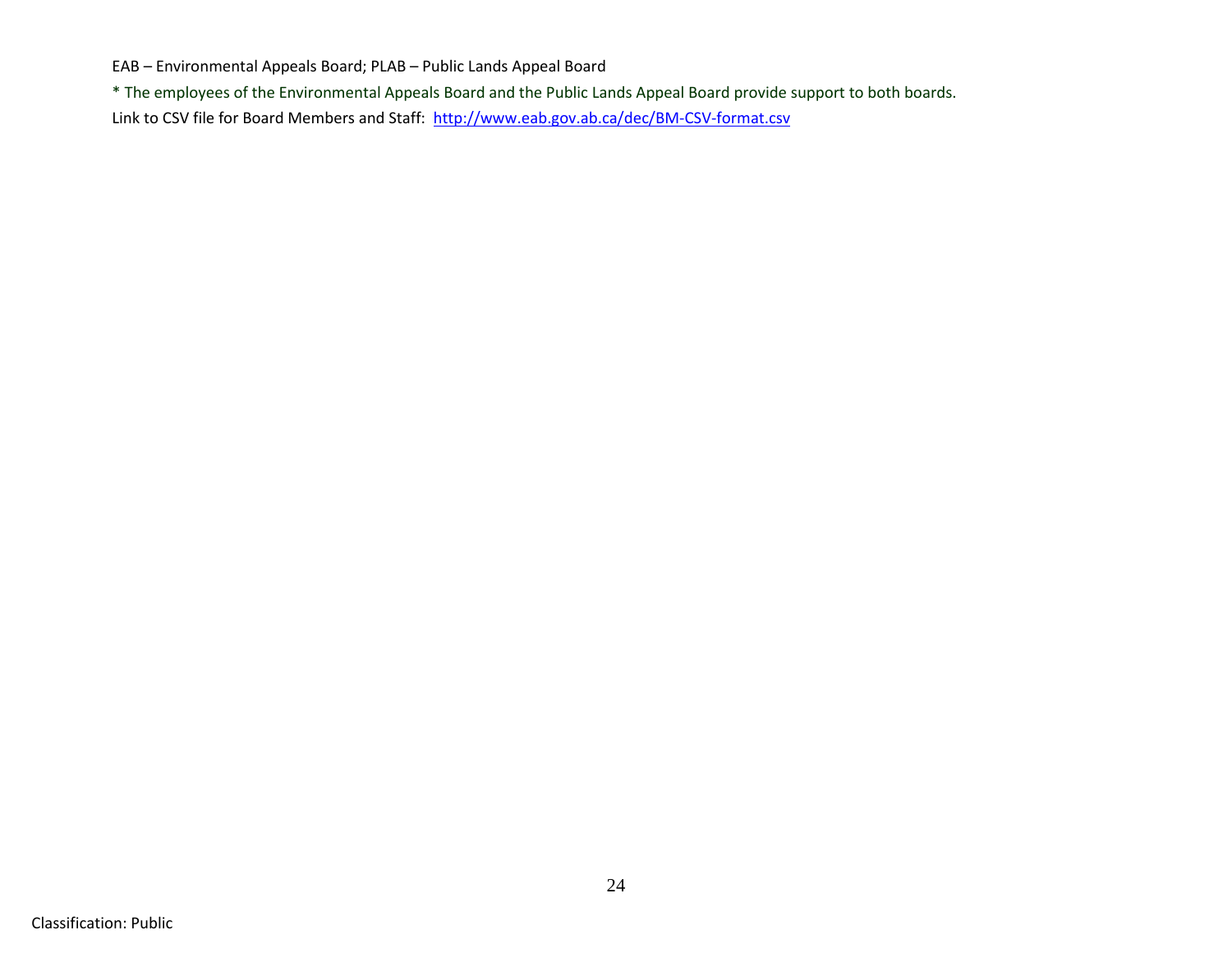EAB – Environmental Appeals Board; PLAB – Public Lands Appeal Board

* The employees of the Environmental Appeals Board and the Public Lands Appeal Board provide support to both boards.

Link to CSV file for Board Members and Staff: [http://www.eab.gov.ab.ca/dec/BM-CSV-format.csv](http://www.eab.gov.ab.ca/dec/BM-CSV-format.csv)

Classification: Public